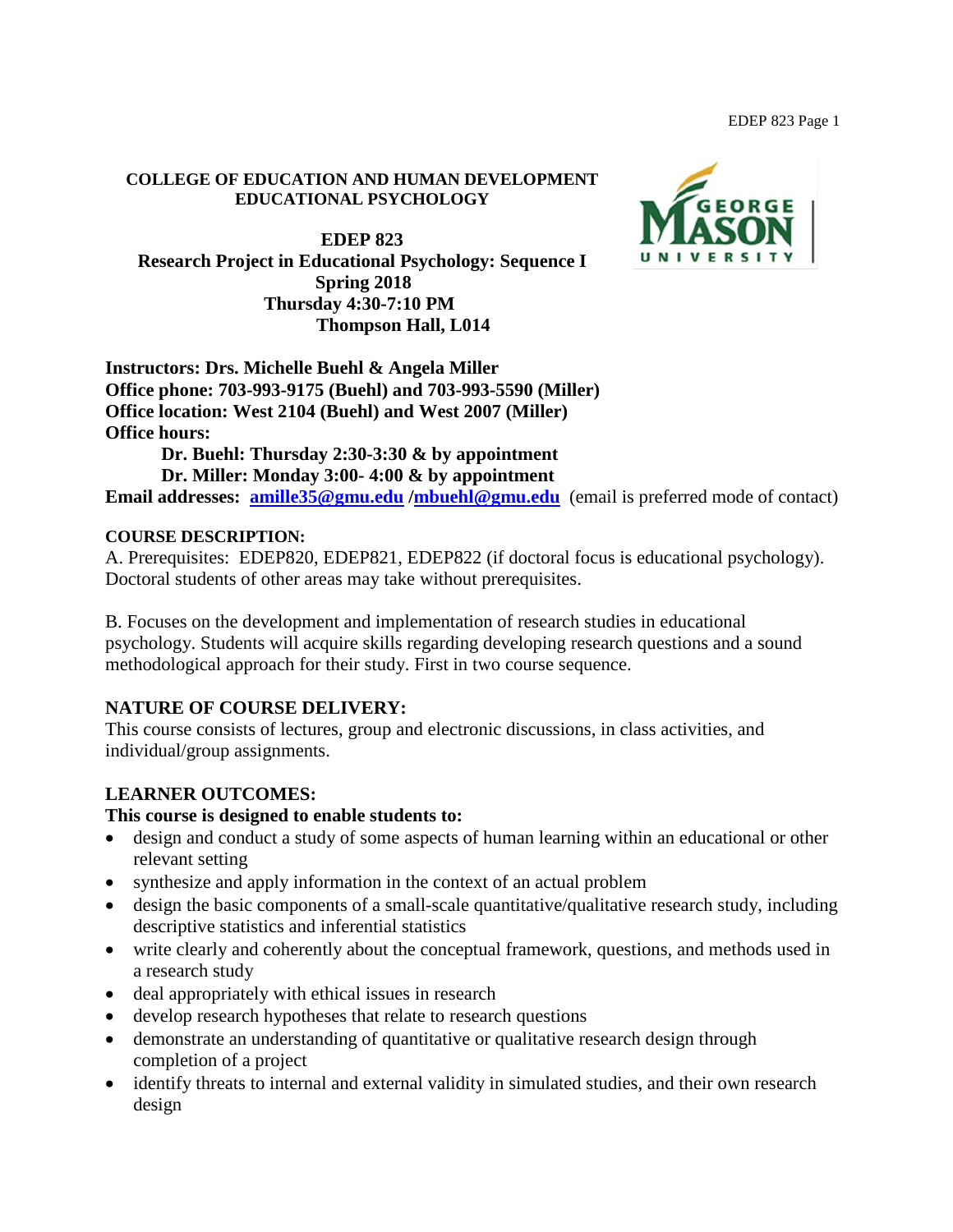**COLLEGE OF EDUCATION AND HUMAN DEVELOPMENT**
**EDUCATIONAL PSYCHOLOGY**

# EDEP 823
## Research Project in Educational Psychology: Sequence I
**Spring 2018**
**Thursday 4:30-7:10 PM**
**Thompson Hall, L014**

**Instructors: Drs. Michelle Buehl & Angela Miller**
**Office phone: 703-993-9175 (Buehl) and 703-993-5590 (Miller)**
**Office location: West 2104 (Buehl) and West 2007 (Miller)**
**Office hours:**

**Dr. Buehl: Thursday 2:30-3:30 & by appointment**
**Dr. Miller: Monday 3:00- 4:00 & by appointment**

**Email addresses: amille35@gmu.edu /mbuehl@gmu.edu** (email is preferred mode of contact)

### COURSE DESCRIPTION:

A. Prerequisites: EDEP820, EDEP821, EDEP822 (if doctoral focus is educational psychology). Doctoral students of other areas may take without prerequisites.

B. Focuses on the development and implementation of research studies in educational psychology. Students will acquire skills regarding developing research questions and a sound methodological approach for their study. First in two course sequence.

### NATURE OF COURSE DELIVERY:

This course consists of lectures, group and electronic discussions, in class activities, and individual/group assignments.

### LEARNER OUTCOMES:

**This course is designed to enable students to:**

- design and conduct a study of some aspects of human learning within an educational or other relevant setting
- synthesize and apply information in the context of an actual problem
- design the basic components of a small-scale quantitative/qualitative research study, including descriptive statistics and inferential statistics
- write clearly and coherently about the conceptual framework, questions, and methods used in a research study
- deal appropriately with ethical issues in research
- develop research hypotheses that relate to research questions
- demonstrate an understanding of quantitative or qualitative research design through completion of a project
- identify threats to internal and external validity in simulated studies, and their own research design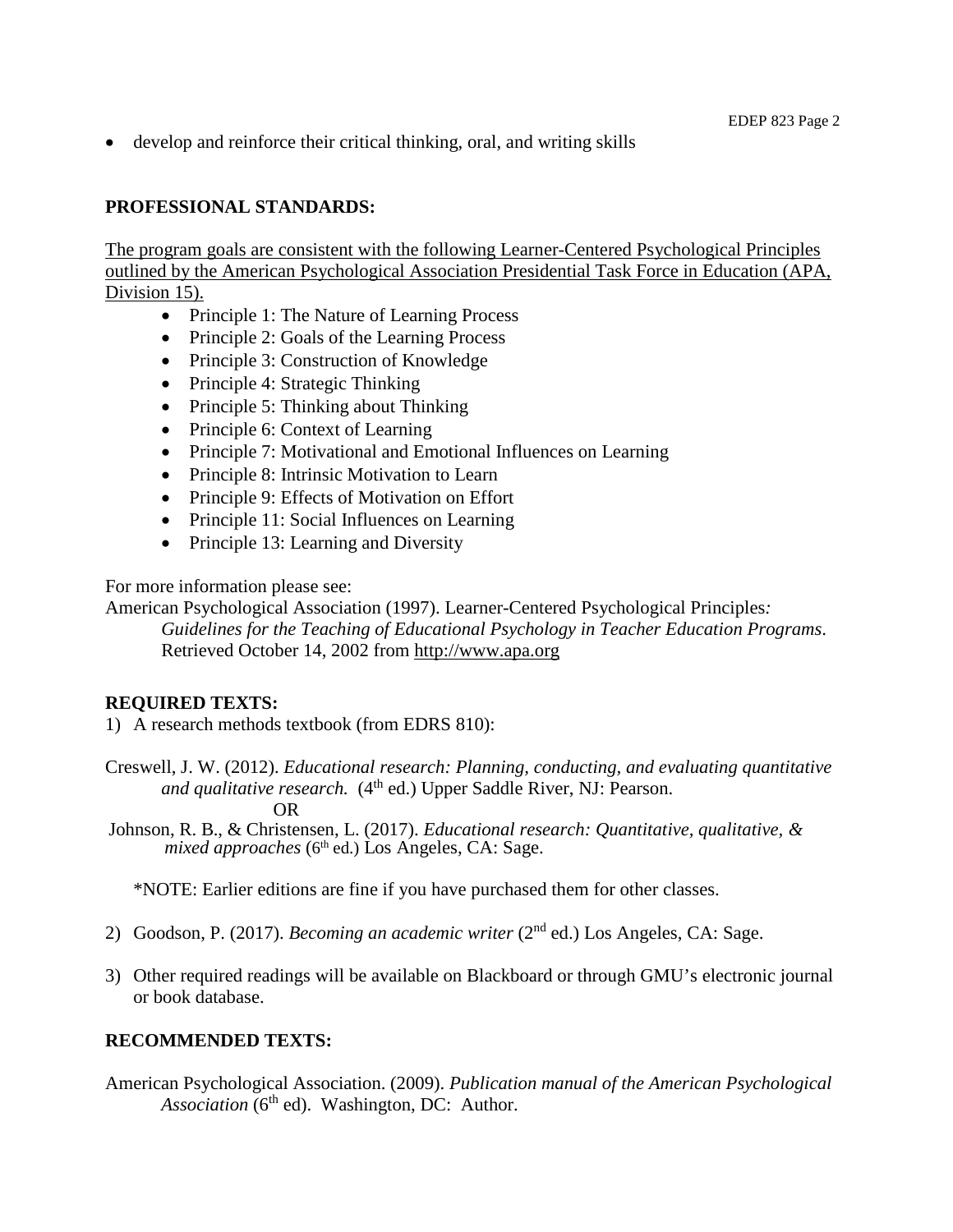- develop and reinforce their critical thinking, oral, and writing skills

**PROFESSIONAL STANDARDS:**

The program goals are consistent with the following Learner-Centered Psychological Principles outlined by the American Psychological Association Presidential Task Force in Education (APA, Division 15).

- Principle 1: The Nature of Learning Process
- Principle 2: Goals of the Learning Process
- Principle 3: Construction of Knowledge
- Principle 4: Strategic Thinking
- Principle 5: Thinking about Thinking
- Principle 6: Context of Learning
- Principle 7: Motivational and Emotional Influences on Learning
- Principle 8: Intrinsic Motivation to Learn
- Principle 9: Effects of Motivation on Effort
- Principle 11: Social Influences on Learning
- Principle 13: Learning and Diversity

For more information please see:

American Psychological Association (1997). Learner-Centered Psychological Principles*: Guidelines for the Teaching of Educational Psychology in Teacher Education Programs*. Retrieved October 14, 2002 from http://www.apa.org

**REQUIRED TEXTS:**

1) A research methods textbook (from EDRS 810):

Creswell, J. W. (2012). *Educational research: Planning, conducting, and evaluating quantitative and qualitative research.* (4th ed.) Upper Saddle River, NJ: Pearson.

OR

Johnson, R. B., & Christensen, L. (2017). *Educational research: Quantitative, qualitative, & mixed approaches* (6th ed.) Los Angeles, CA: Sage.

*NOTE: Earlier editions are fine if you have purchased them for other classes.

2) Goodson, P. (2017). *Becoming an academic writer* (2nd ed.) Los Angeles, CA: Sage.

3) Other required readings will be available on Blackboard or through GMU's electronic journal or book database.

**RECOMMENDED TEXTS:**

American Psychological Association. (2009). *Publication manual of the American Psychological Association* (6th ed). Washington, DC: Author.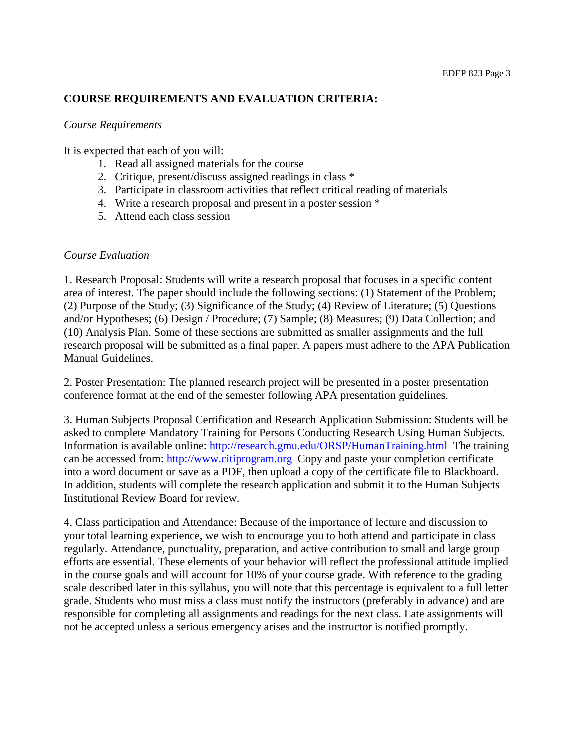## COURSE REQUIREMENTS AND EVALUATION CRITERIA:

*Course Requirements*

It is expected that each of you will:

1. Read all assigned materials for the course
2. Critique, present/discuss assigned readings in class *
3. Participate in classroom activities that reflect critical reading of materials
4. Write a research proposal and present in a poster session *
5. Attend each class session

*Course Evaluation*

1. Research Proposal: Students will write a research proposal that focuses in a specific content area of interest. The paper should include the following sections: (1) Statement of the Problem; (2) Purpose of the Study; (3) Significance of the Study; (4) Review of Literature; (5) Questions and/or Hypotheses; (6) Design / Procedure; (7) Sample; (8) Measures; (9) Data Collection; and (10) Analysis Plan. Some of these sections are submitted as smaller assignments and the full research proposal will be submitted as a final paper. A papers must adhere to the APA Publication Manual Guidelines.

2. Poster Presentation: The planned research project will be presented in a poster presentation conference format at the end of the semester following APA presentation guidelines.

3. Human Subjects Proposal Certification and Research Application Submission: Students will be asked to complete Mandatory Training for Persons Conducting Research Using Human Subjects. Information is available online: [http://research.gmu.edu/ORSP/HumanTraining.html](http://research.gmu.edu/ORSP/HumanTraining.html) The training can be accessed from: [http://www.citiprogram.org](http://www.citiprogram.org) Copy and paste your completion certificate into a word document or save as a PDF, then upload a copy of the certificate file to Blackboard. In addition, students will complete the research application and submit it to the Human Subjects Institutional Review Board for review.

4. Class participation and Attendance: Because of the importance of lecture and discussion to your total learning experience, we wish to encourage you to both attend and participate in class regularly. Attendance, punctuality, preparation, and active contribution to small and large group efforts are essential. These elements of your behavior will reflect the professional attitude implied in the course goals and will account for 10% of your course grade. With reference to the grading scale described later in this syllabus, you will note that this percentage is equivalent to a full letter grade. Students who must miss a class must notify the instructors (preferably in advance) and are responsible for completing all assignments and readings for the next class. Late assignments will not be accepted unless a serious emergency arises and the instructor is notified promptly.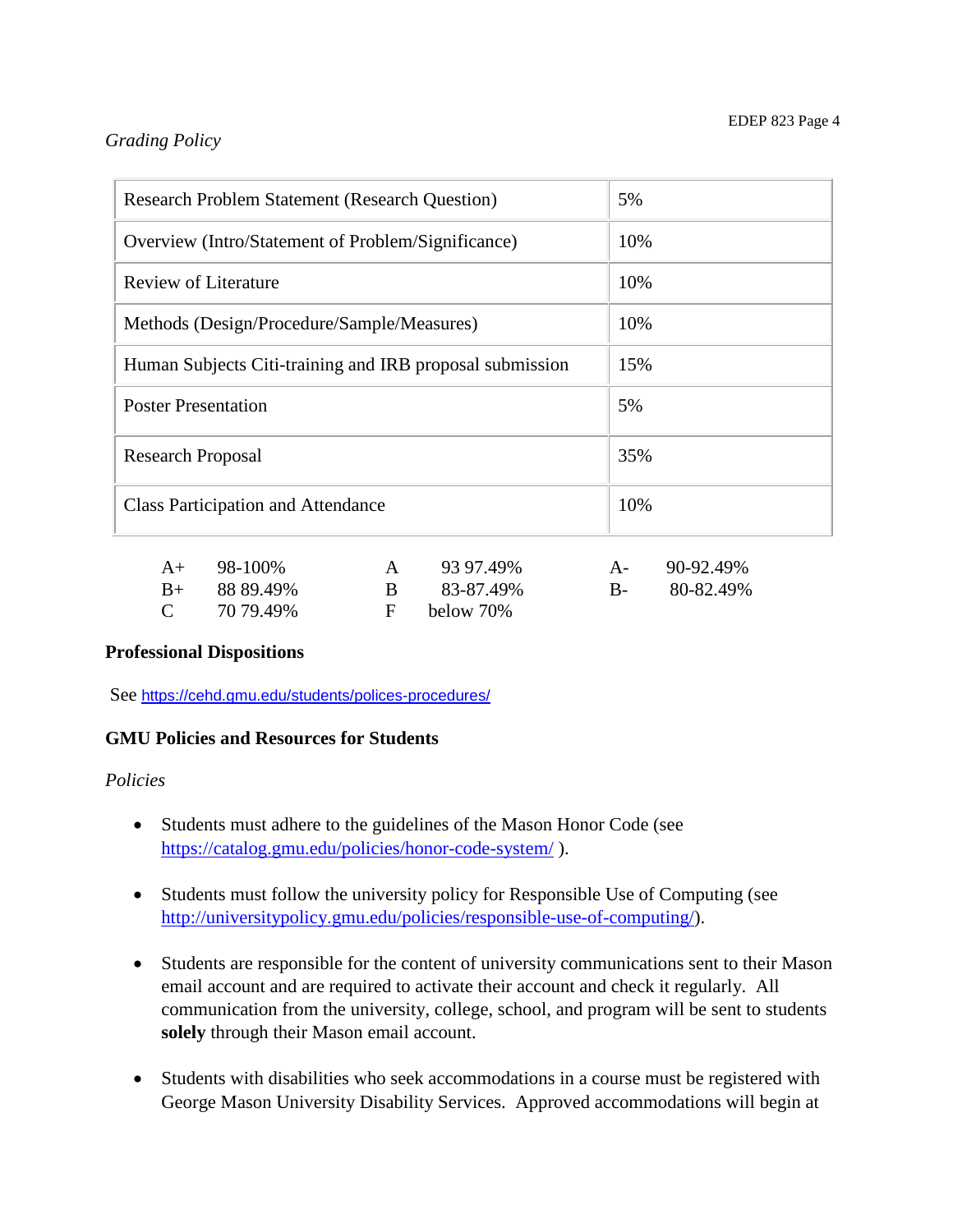*Grading Policy*

| | |
|---|---|
| Research Problem Statement (Research Question) | 5% |
| Overview (Intro/Statement of Problem/Significance) | 10% |
| Review of Literature | 10% |
| Methods (Design/Procedure/Sample/Measures) | 10% |
| Human Subjects Citi-training and IRB proposal submission | 15% |
| Poster Presentation | 5% |
| Research Proposal | 35% |
| Class Participation and Attendance | 10% |

| | | | | | |
|---|---|---|---|---|---|
| A+ | 98-100% | A | 93 97.49% | A- | 90-92.49% |
| B+ | 88 89.49% | B | 83-87.49% | B- | 80-82.49% |
| C | 70 79.49% | F | below 70% | | |

**Professional Dispositions**

See https://cehd.gmu.edu/students/polices-procedures/

**GMU Policies and Resources for Students**

*Policies*

- Students must adhere to the guidelines of the Mason Honor Code (see https://catalog.gmu.edu/policies/honor-code-system/ ).

- Students must follow the university policy for Responsible Use of Computing (see http://universitypolicy.gmu.edu/policies/responsible-use-of-computing/).

- Students are responsible for the content of university communications sent to their Mason email account and are required to activate their account and check it regularly. All communication from the university, college, school, and program will be sent to students **solely** through their Mason email account.

- Students with disabilities who seek accommodations in a course must be registered with George Mason University Disability Services. Approved accommodations will begin at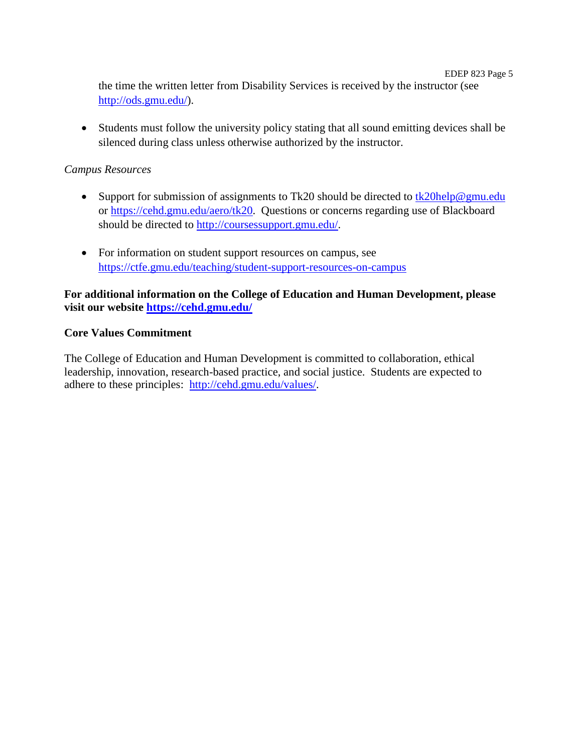the time the written letter from Disability Services is received by the instructor (see http://ods.gmu.edu/).

- Students must follow the university policy stating that all sound emitting devices shall be silenced during class unless otherwise authorized by the instructor.

*Campus Resources*

- Support for submission of assignments to Tk20 should be directed to tk20help@gmu.edu or https://cehd.gmu.edu/aero/tk20. Questions or concerns regarding use of Blackboard should be directed to http://coursessupport.gmu.edu/.

- For information on student support resources on campus, see https://ctfe.gmu.edu/teaching/student-support-resources-on-campus

**For additional information on the College of Education and Human Development, please visit our website https://cehd.gmu.edu/**

**Core Values Commitment**

The College of Education and Human Development is committed to collaboration, ethical leadership, innovation, research-based practice, and social justice. Students are expected to adhere to these principles: http://cehd.gmu.edu/values/.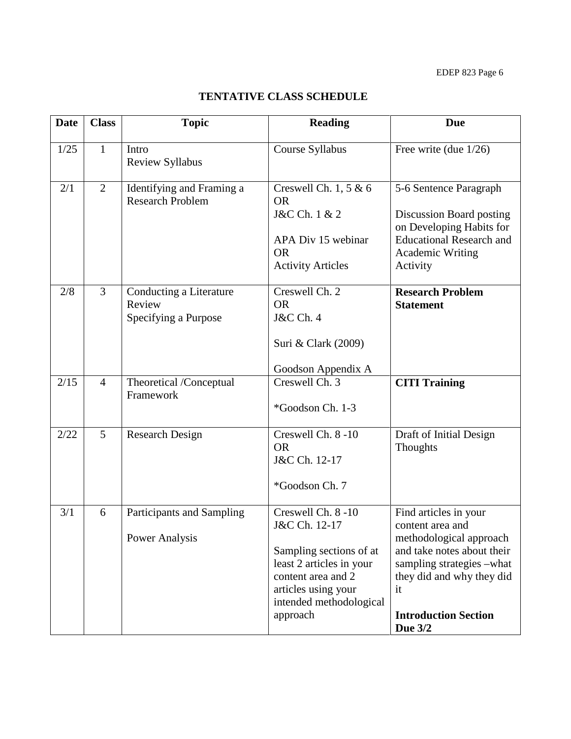# TENTATIVE CLASS SCHEDULE

| Date | Class | Topic | Reading | Due |
|---|---|---|---|---|
| 1/25 | 1 | Intro<br>Review Syllabus | Course Syllabus | Free write (due 1/26) |
| 2/1 | 2 | Identifying and Framing a Research Problem | Creswell Ch. 1, 5 & 6<br>OR<br>J&C Ch. 1 & 2<br><br>APA Div 15 webinar<br>OR<br>Activity Articles | 5-6 Sentence Paragraph<br><br>Discussion Board posting on Developing Habits for Educational Research and Academic Writing Activity |
| 2/8 | 3 | Conducting a Literature Review<br>Specifying a Purpose | Creswell Ch. 2<br>OR<br>J&C Ch. 4<br><br>Suri & Clark (2009)<br><br>Goodson Appendix A | **Research Problem Statement** |
| 2/15 | 4 | Theoretical /Conceptual Framework | Creswell Ch. 3<br><br>*Goodson Ch. 1-3 | **CITI Training** |
| 2/22 | 5 | Research Design | Creswell Ch. 8 -10<br>OR<br>J&C Ch. 12-17<br><br>*Goodson Ch. 7 | Draft of Initial Design Thoughts |
| 3/1 | 6 | Participants and Sampling<br><br>Power Analysis | Creswell Ch. 8 -10<br>J&C Ch. 12-17<br><br>Sampling sections of at least 2 articles in your content area and 2 articles using your intended methodological approach | Find articles in your content area and methodological approach and take notes about their sampling strategies –what they did and why they did it<br><br>**Introduction Section Due 3/2** |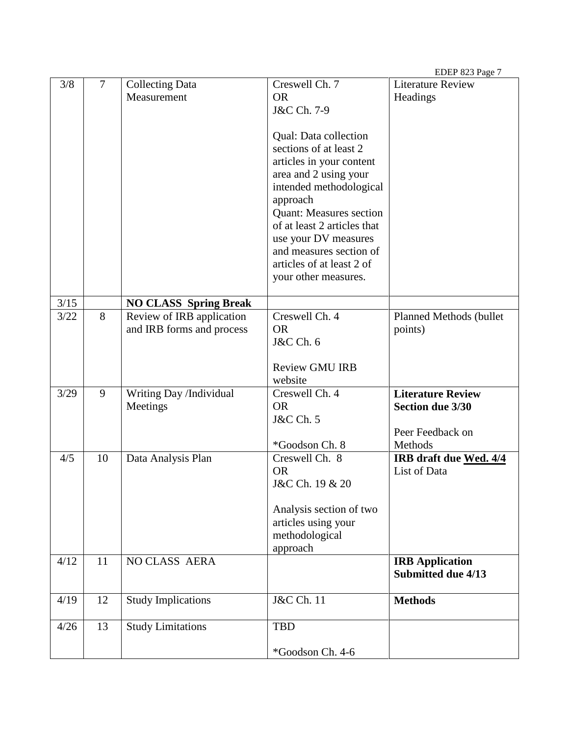| 3/8 | 7 | Collecting Data Measurement | Creswell Ch. 7<br>OR<br>J&C Ch. 7-9<br><br>Qual: Data collection sections of at least 2 articles in your content area and 2 using your intended methodological approach<br>Quant: Measures section of at least 2 articles that use your DV measures and measures section of articles of at least 2 of your other measures. | Literature Review Headings |
|---|---|---|---|---|
| 3/15 | | **NO CLASS Spring Break** | | |
| 3/22 | 8 | Review of IRB application and IRB forms and process | Creswell Ch. 4<br>OR<br>J&C Ch. 6<br><br>Review GMU IRB website | Planned Methods (bullet points) |
| 3/29 | 9 | Writing Day /Individual Meetings | Creswell Ch. 4<br>OR<br>J&C Ch. 5<br><br>*Goodson Ch. 8 | **Literature Review Section due 3/30**<br><br>Peer Feedback on Methods |
| 4/5 | 10 | Data Analysis Plan | Creswell Ch. 8<br>OR<br>J&C Ch. 19 & 20<br><br>Analysis section of two articles using your methodological approach | **IRB draft due <u>Wed. 4/4</u>**<br>List of Data |
| 4/12 | 11 | NO CLASS AERA | | **IRB Application Submitted due 4/13** |
| 4/19 | 12 | Study Implications | J&C Ch. 11 | **Methods** |
| 4/26 | 13 | Study Limitations | TBD<br><br>*Goodson Ch. 4-6 | |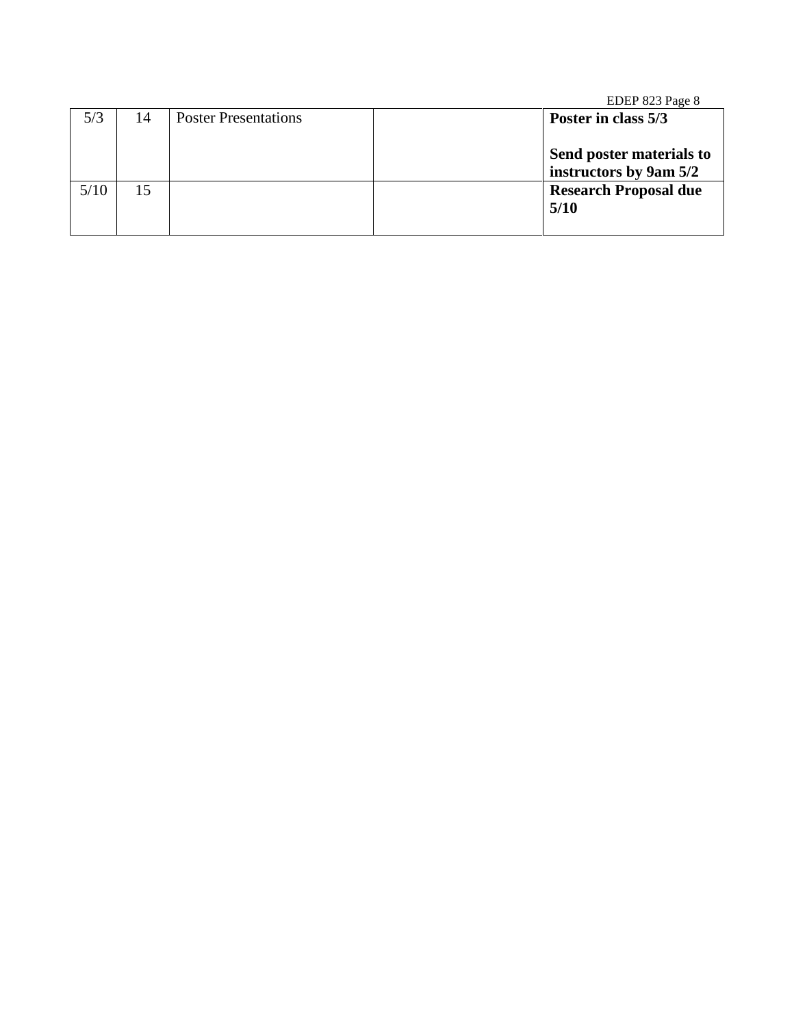| | | | | |
|---|---|---|---|---|
| 5/3 | 14 | Poster Presentations | | **Poster in class 5/3**<br><br>**Send poster materials to instructors by 9am 5/2** |
| 5/10 | 15 | | | **Research Proposal due 5/10** |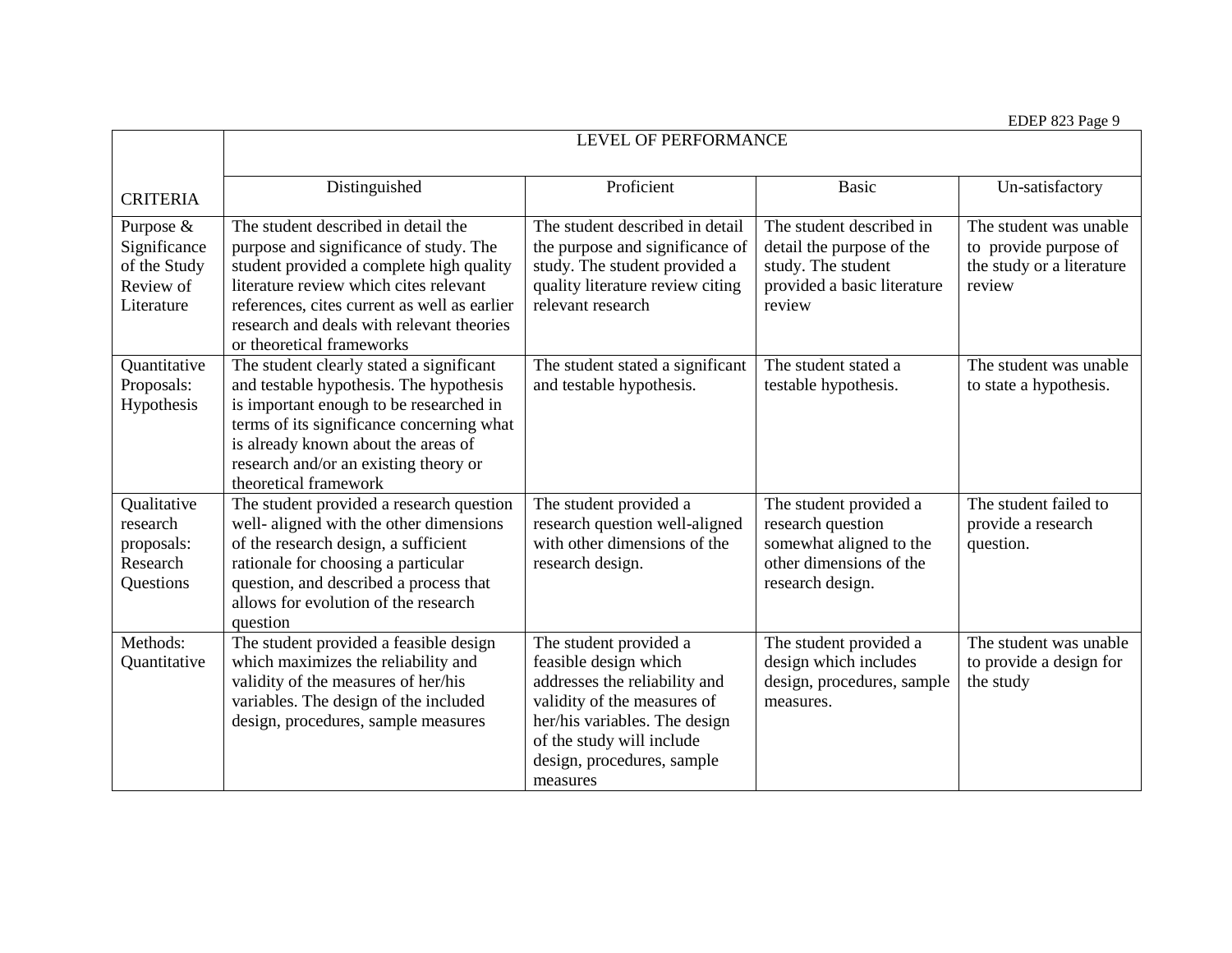| CRITERIA | LEVEL OF PERFORMANCE | | | |
|---|---|---|---|---|
| | Distinguished | Proficient | Basic | Un-satisfactory |
| Purpose & Significance of the Study Review of Literature | The student described in detail the purpose and significance of study. The student provided a complete high quality literature review which cites relevant references, cites current as well as earlier research and deals with relevant theories or theoretical frameworks | The student described in detail the purpose and significance of study. The student provided a quality literature review citing relevant research | The student described in detail the purpose of the study. The student provided a basic literature review | The student was unable to provide purpose of the study or a literature review |
| Quantitative Proposals: Hypothesis | The student clearly stated a significant and testable hypothesis. The hypothesis is important enough to be researched in terms of its significance concerning what is already known about the areas of research and/or an existing theory or theoretical framework | The student stated a significant and testable hypothesis. | The student stated a testable hypothesis. | The student was unable to state a hypothesis. |
| Qualitative research proposals: Research Questions | The student provided a research question well- aligned with the other dimensions of the research design, a sufficient rationale for choosing a particular question, and described a process that allows for evolution of the research question | The student provided a research question well-aligned with other dimensions of the research design. | The student provided a research question somewhat aligned to the other dimensions of the research design. | The student failed to provide a research question. |
| Methods: Quantitative | The student provided a feasible design which maximizes the reliability and validity of the measures of her/his variables. The design of the included design, procedures, sample measures | The student provided a feasible design which addresses the reliability and validity of the measures of her/his variables. The design of the study will include design, procedures, sample measures | The student provided a design which includes design, procedures, sample measures. | The student was unable to provide a design for the study |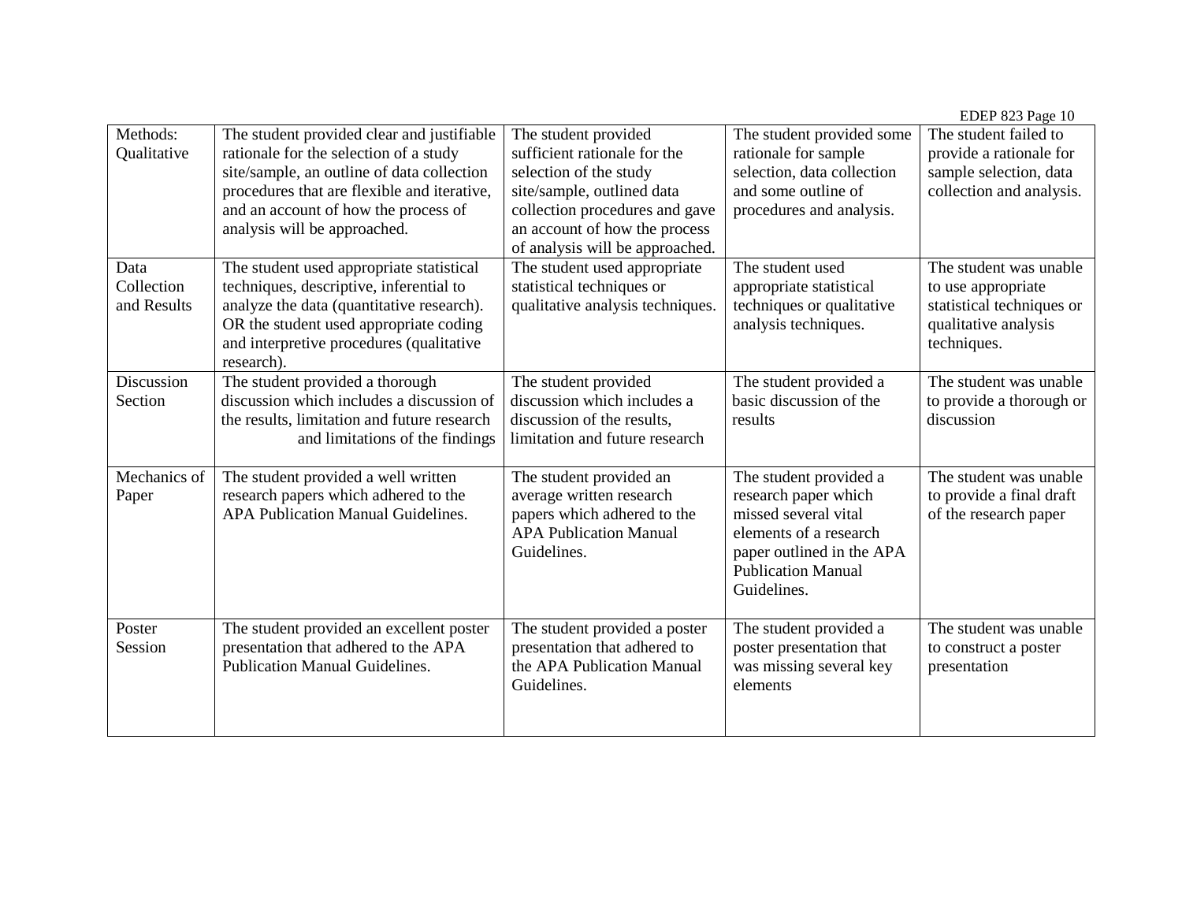| | | | | |
|---|---|---|---|---|
| Methods: Qualitative | The student provided clear and justifiable rationale for the selection of a study site/sample, an outline of data collection procedures that are flexible and iterative, and an account of how the process of analysis will be approached. | The student provided sufficient rationale for the selection of the study site/sample, outlined data collection procedures and gave an account of how the process of analysis will be approached. | The student provided some rationale for sample selection, data collection and some outline of procedures and analysis. | The student failed to provide a rationale for sample selection, data collection and analysis. |
| Data Collection and Results | The student used appropriate statistical techniques, descriptive, inferential to analyze the data (quantitative research). OR the student used appropriate coding and interpretive procedures (qualitative research). | The student used appropriate statistical techniques or qualitative analysis techniques. | The student used appropriate statistical techniques or qualitative analysis techniques. | The student was unable to use appropriate statistical techniques or qualitative analysis techniques. |
| Discussion Section | The student provided a thorough discussion which includes a discussion of the results, limitation and future research and limitations of the findings | The student provided discussion which includes a discussion of the results, limitation and future research | The student provided a basic discussion of the results | The student was unable to provide a thorough or discussion |
| Mechanics of Paper | The student provided a well written research papers which adhered to the APA Publication Manual Guidelines. | The student provided an average written research papers which adhered to the APA Publication Manual Guidelines. | The student provided a research paper which missed several vital elements of a research paper outlined in the APA Publication Manual Guidelines. | The student was unable to provide a final draft of the research paper |
| Poster Session | The student provided an excellent poster presentation that adhered to the APA Publication Manual Guidelines. | The student provided a poster presentation that adhered to the APA Publication Manual Guidelines. | The student provided a poster presentation that was missing several key elements | The student was unable to construct a poster presentation |